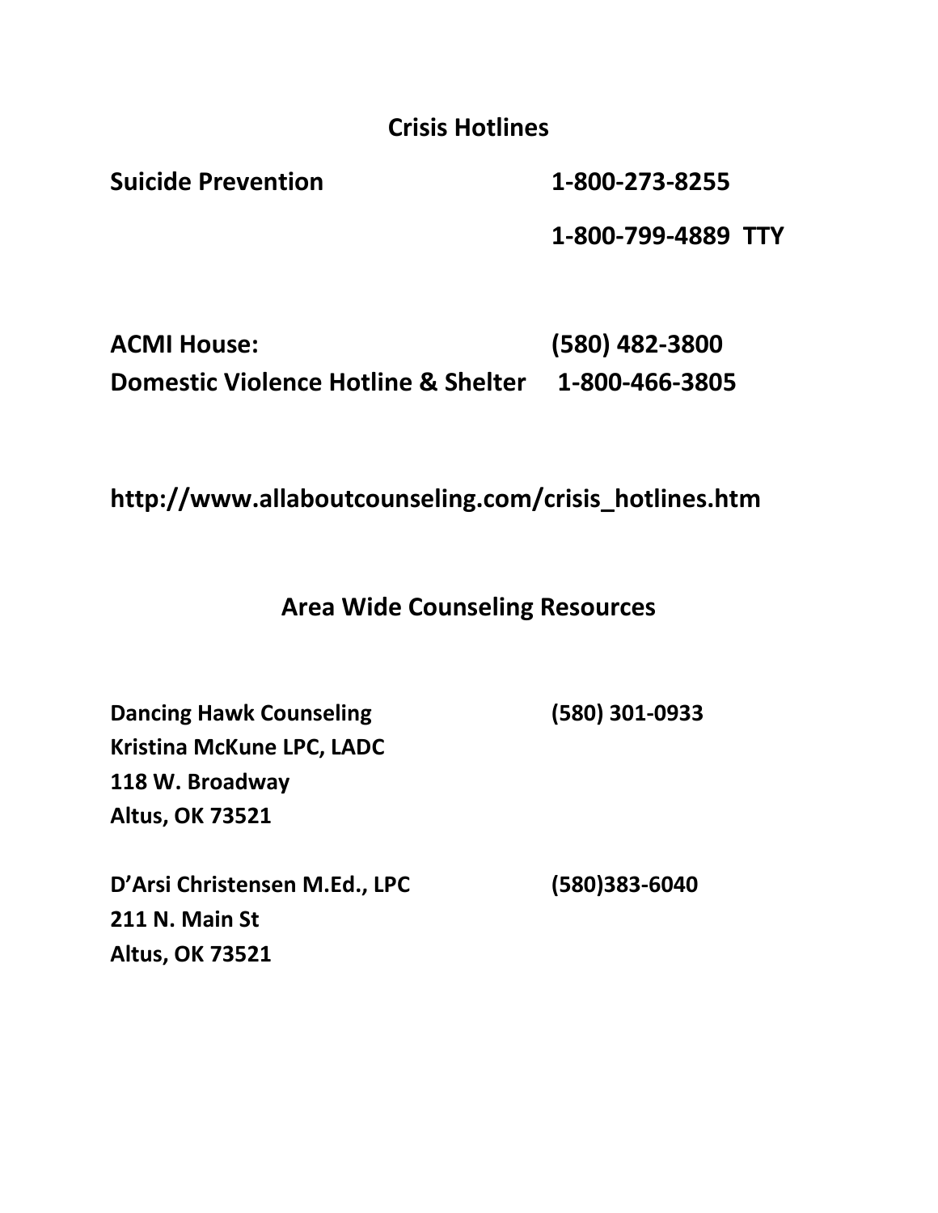## Crisis Hotlines

**Suicide Prevention** **1-800-273-8255**

**1-800-799-4889 TTY**

**ACMI House:** **(580) 482-3800**
**Domestic Violence Hotline & Shelter** **1-800-466-3805**

**http://www.allaboutcounseling.com/crisis_hotlines.htm**

## Area Wide Counseling Resources

**Dancing Hawk Counseling** **(580) 301-0933**
**Kristina McKune LPC, LADC**
**118 W. Broadway**
**Altus, OK 73521**

**D'Arsi Christensen M.Ed., LPC** **(580)383-6040**
**211 N. Main St**
**Altus, OK 73521**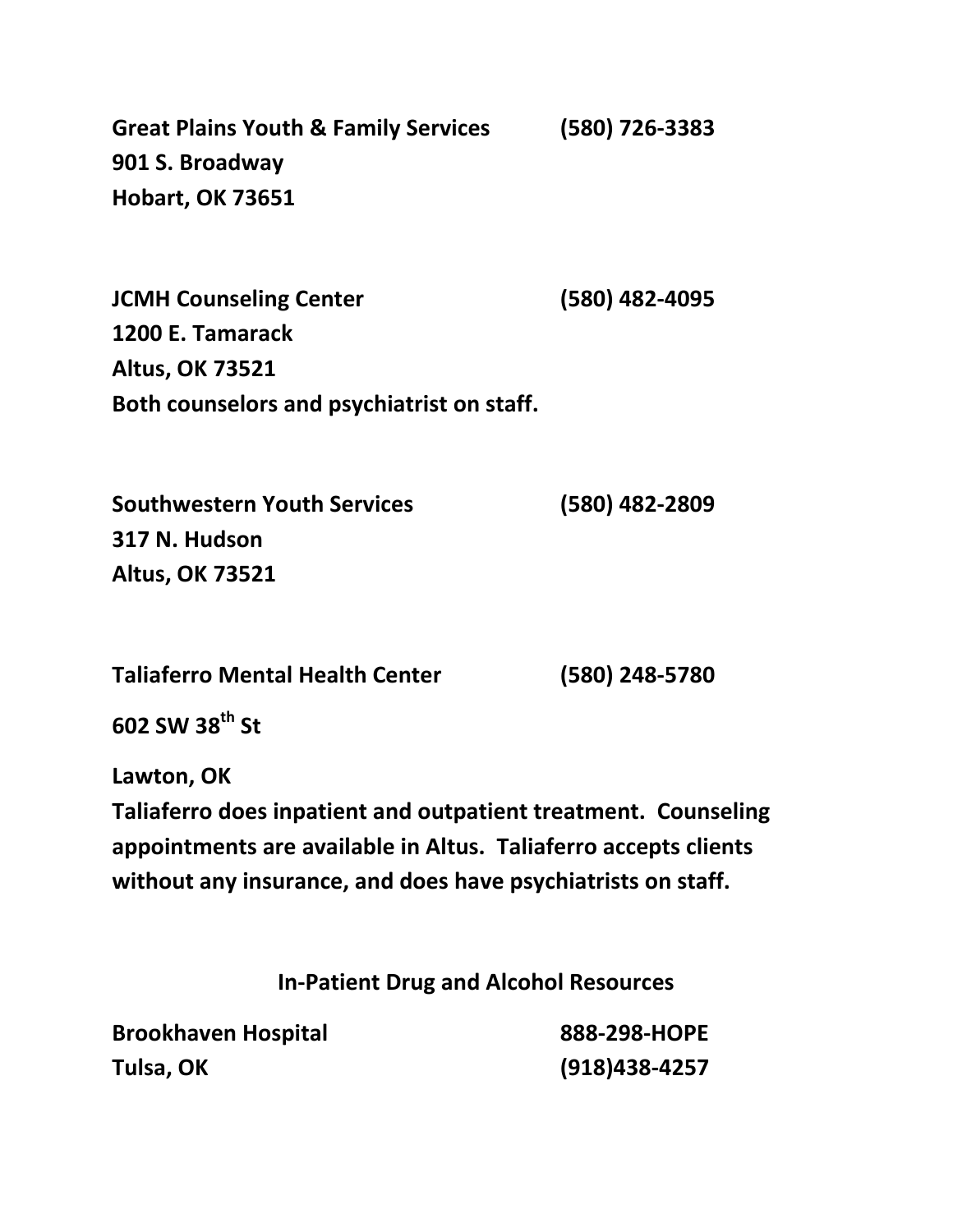**Great Plains Youth & Family Services** **(580) 726-3383**
**901 S. Broadway**
**Hobart, OK 73651**

**JCMH Counseling Center** **(580) 482-4095**
**1200 E. Tamarack**
**Altus, OK 73521**
**Both counselors and psychiatrist on staff.**

**Southwestern Youth Services** **(580) 482-2809**
**317 N. Hudson**
**Altus, OK 73521**

**Taliaferro Mental Health Center** **(580) 248-5780**

**602 SW 38th St**

**Lawton, OK**
**Taliaferro does inpatient and outpatient treatment. Counseling appointments are available in Altus. Taliaferro accepts clients without any insurance, and does have psychiatrists on staff.**

## In-Patient Drug and Alcohol Resources

**Brookhaven Hospital** **888-298-HOPE**
**Tulsa, OK** **(918)438-4257**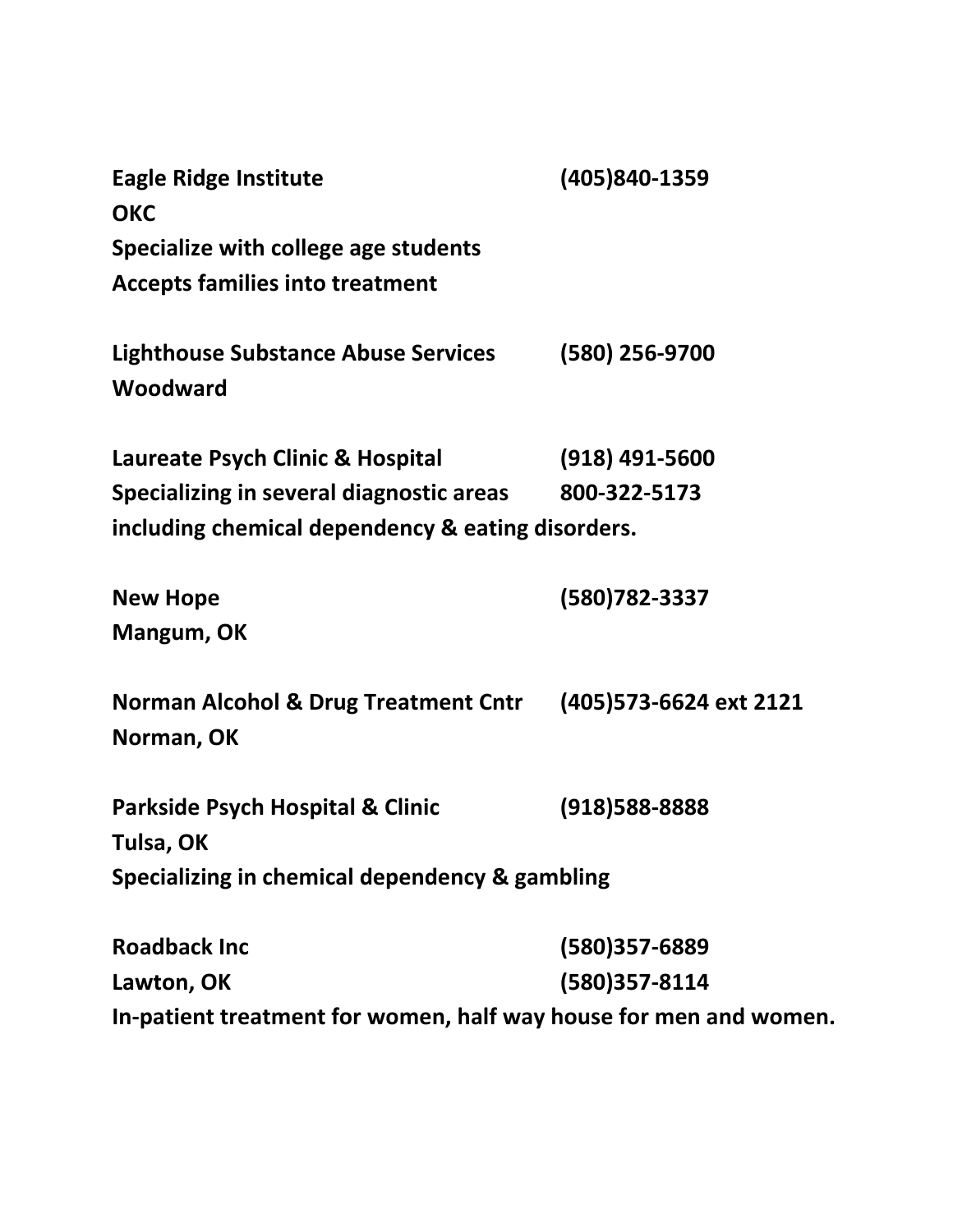**Eagle Ridge Institute** **(405)840-1359**
**OKC**
**Specialize with college age students**
**Accepts families into treatment**

**Lighthouse Substance Abuse Services** **(580) 256-9700**
**Woodward**

**Laureate Psych Clinic & Hospital** **(918) 491-5600**
**Specializing in several diagnostic areas** **800-322-5173**
**including chemical dependency & eating disorders.**

**New Hope** **(580)782-3337**
**Mangum, OK**

**Norman Alcohol & Drug Treatment Cntr** **(405)573-6624 ext 2121**
**Norman, OK**

**Parkside Psych Hospital & Clinic** **(918)588-8888**
**Tulsa, OK**
**Specializing in chemical dependency & gambling**

**Roadback Inc** **(580)357-6889**
**Lawton, OK** **(580)357-8114**
**In-patient treatment for women, half way house for men and women.**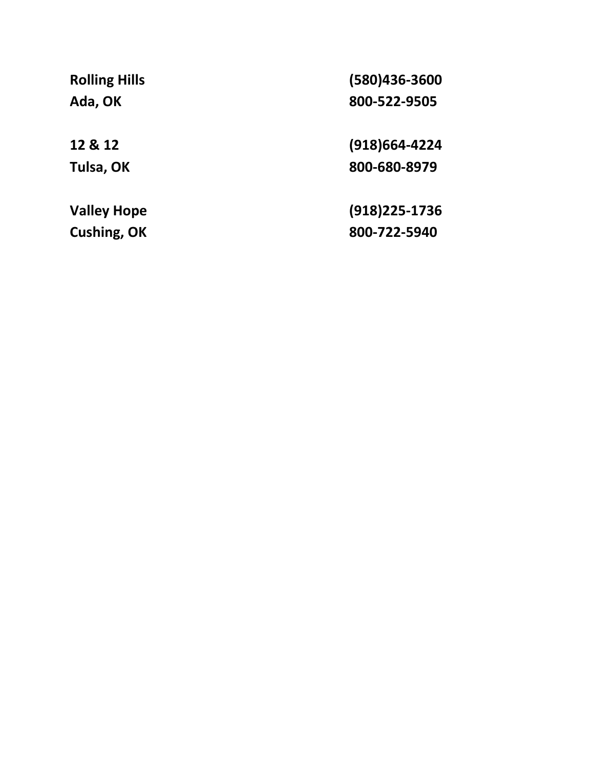| | |
|---|---|
| **Rolling Hills** | **(580)436-3600** |
| **Ada, OK** | **800-522-9505** |
| | |
| **12 & 12** | **(918)664-4224** |
| **Tulsa, OK** | **800-680-8979** |
| | |
| **Valley Hope** | **(918)225-1736** |
| **Cushing, OK** | **800-722-5940** |